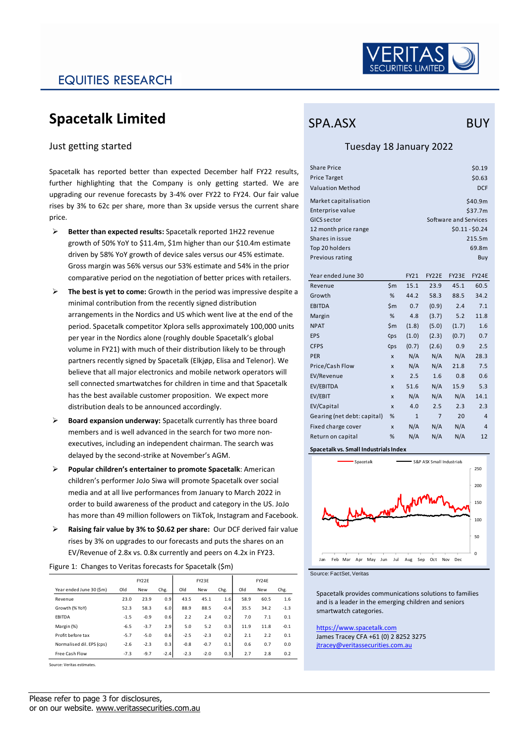# EQUITIES RESEARCH

VERITAS SECURITIES LIMITED

# Spacetalk Limited

## Just getting started

Spacetalk has reported better than expected December half FY22 results, further highlighting that the Company is only getting started. We are upgrading our revenue forecasts by 3-4% over FY22 to FY24. Our fair value rises by 3% to 62c per share, more than 3x upside versus the current share price.

- **Better than expected results:** Spacetalk reported 1H22 revenue growth of 50% YoY to $11.4m, $1m higher than our $10.4m estimate driven by 58% YoY growth of device sales versus our 45% estimate. Gross margin was 56% versus our 53% estimate and 54% in the prior comparative period on the negotiation of better prices with retailers.
- **The best is yet to come:** Growth in the period was impressive despite a minimal contribution from the recently signed distribution arrangements in the Nordics and US which went live at the end of the period. Spacetalk competitor Xplora sells approximately 100,000 units per year in the Nordics alone (roughly double Spacetalk's global volume in FY21) with much of their distribution likely to be through partners recently signed by Spacetalk (Elkjøp, Elisa and Telenor). We believe that all major electronics and mobile network operators will sell connected smartwatches for children in time and that Spacetalk has the best available customer proposition. We expect more distribution deals to be announced accordingly.
- **Board expansion underway:** Spacetalk currently has three board members and is well advanced in the search for two more non-executives, including an independent chairman. The search was delayed by the second-strike at November's AGM.
- **Popular children's entertainer to promote Spacetalk**: American children's performer JoJo Siwa will promote Spacetalk over social media and at all live performances from January to March 2022 in order to build awareness of the product and category in the US. JoJo has more than 49 million followers on TikTok, Instagram and Facebook.
- **Raising fair value by 3% to $0.62 per share:** Our DCF derived fair value rises by 3% on upgrades to our forecasts and puts the shares on an EV/Revenue of 2.8x vs. 0.8x currently and peers on 4.2x in FY23.

Figure 1: Changes to Veritas forecasts for Spacetalk ($m)

| Year ended June 30 ($m) | FY22E Old | FY22E New | FY22E Chg. | FY23E Old | FY23E New | FY23E Chg. | FY24E Old | FY24E New | FY24E Chg. |
|---|---|---|---|---|---|---|---|---|---|
| Revenue | 23.0 | 23.9 | 0.9 | 43.5 | 45.1 | 1.6 | 58.9 | 60.5 | 1.6 |
| Growth (% YoY) | 52.3 | 58.3 | 6.0 | 88.9 | 88.5 | -0.4 | 35.5 | 34.2 | -1.3 |
| EBITDA | -1.5 | -0.9 | 0.6 | 2.2 | 2.4 | 0.2 | 7.0 | 7.1 | 0.1 |
| Margin (%) | -6.5 | -3.7 | 2.9 | 5.0 | 5.2 | 0.3 | 11.9 | 11.8 | -0.1 |
| Profit before tax | -5.7 | -5.0 | 0.6 | -2.5 | -2.3 | 0.2 | 2.1 | 2.2 | 0.1 |
| Normalised dil. EPS (cps) | -2.6 | -2.3 | 0.3 | -0.8 | -0.7 | 0.1 | 0.6 | 0.7 | 0.0 |
| Free Cash Flow | -7.3 | -9.7 | -2.4 | -2.3 | -2.0 | 0.3 | 2.7 | 2.8 | 0.2 |

Source: Veritas estimates.

## SPA.ASX — BUY

Tuesday 18 January 2022

| | |
|---|---|
| Share Price | $0.19 |
| Price Target | $0.63 |
| Valuation Method | DCF |
| Market capitalisation | $40.9m |
| Enterprise value | $37.7m |
| GICS sector | Software and Services |
| 12 month price range | $0.11 - $0.24 |
| Shares in issue | 215.5m |
| Top 20 holders | 69.8m |
| Previous rating | Buy |

| Year ended June 30 | | FY21 | FY22E | FY23E | FY24E |
|---|---|---|---|---|---|
| Revenue | $m | 15.1 | 23.9 | 45.1 | 60.5 |
| Growth | % | 44.2 | 58.3 | 88.5 | 34.2 |
| EBITDA | $m | 0.7 | (0.9) | 2.4 | 7.1 |
| Margin | % | 4.8 | (3.7) | 5.2 | 11.8 |
| NPAT | $m | (1.8) | (5.0) | (1.7) | 1.6 |
| EPS | ¢ps | (1.0) | (2.3) | (0.7) | 0.7 |
| CFPS | ¢ps | (0.7) | (2.6) | 0.9 | 2.5 |
| PER | x | N/A | N/A | N/A | 28.3 |
| Price/Cash Flow | x | N/A | N/A | 21.8 | 7.5 |
| EV/Revenue | x | 2.5 | 1.6 | 0.8 | 0.6 |
| EV/EBITDA | x | 51.6 | N/A | 15.9 | 5.3 |
| EV/EBIT | x | N/A | N/A | N/A | 14.1 |
| EV/Capital | x | 4.0 | 2.5 | 2.3 | 2.3 |
| Gearing (net debt: capital) | % | 1 | 7 | 20 | 4 |
| Fixed charge cover | x | N/A | N/A | N/A | 4 |
| Return on capital | % | N/A | N/A | N/A | 12 |

**Spacetalk vs. Small Industrials Index**

Source: FactSet, Veritas

Spacetalk provides communications solutions to families and is a leader in the emerging children and seniors smartwatch categories.

https://www.spacetalk.com
James Tracey CFA +61 (0) 2 8252 3275
jtracey@veritassecurities.com.au

Please refer to page 3 for disclosures,
or on our website. www.veritassecurities.com.au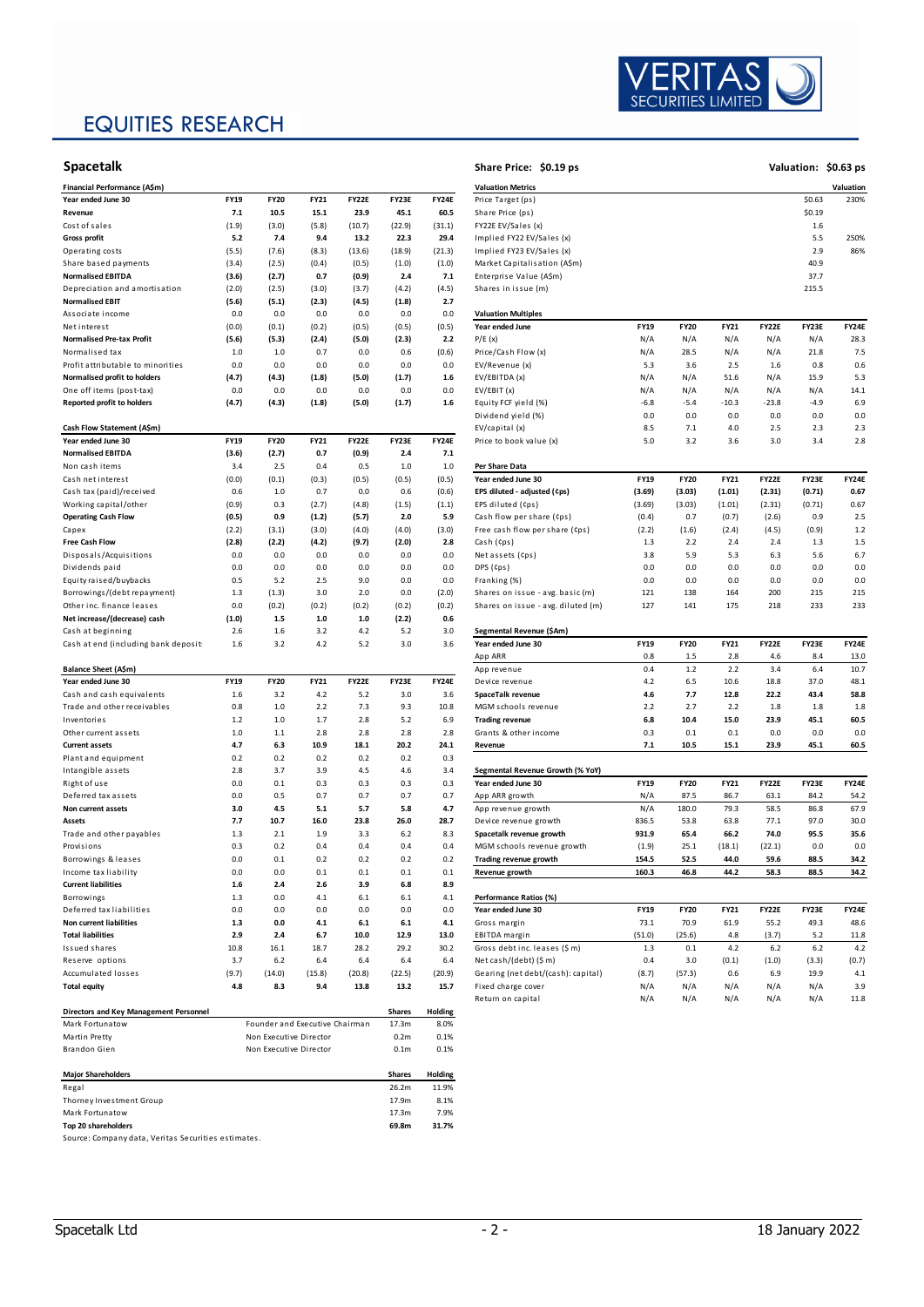# EQUITIES RESEARCH

## Spacetalk

**Share Price: $0.19 ps** | **Valuation: $0.63 ps**

### Financial Performance (A$m)

| Year ended June 30 | FY19 | FY20 | FY21 | FY22E | FY23E | FY24E |
|---|---|---|---|---|---|---|
| Revenue | 7.1 | 10.5 | 15.1 | 23.9 | 45.1 | 60.5 |
| Cost of sales | (1.9) | (3.0) | (5.8) | (10.7) | (22.9) | (31.1) |
| **Gross profit** | **5.2** | **7.4** | **9.4** | **13.2** | **22.3** | **29.4** |
| Operating costs | (5.5) | (7.6) | (8.3) | (13.6) | (18.9) | (21.3) |
| Share based payments | (3.4) | (2.5) | (0.4) | (0.5) | (1.0) | (1.0) |
| **Normalised EBITDA** | **(3.6)** | **(2.7)** | **0.7** | **(0.9)** | **2.4** | **7.1** |
| Depreciation and amortisation | (2.0) | (2.5) | (3.0) | (3.7) | (4.2) | (4.5) |
| **Normalised EBIT** | **(5.6)** | **(5.1)** | **(2.3)** | **(4.5)** | **(1.8)** | **2.7** |
| Associate income | 0.0 | 0.0 | 0.0 | 0.0 | 0.0 | 0.0 |
| Net interest | (0.0) | (0.1) | (0.2) | (0.5) | (0.5) | (0.5) |
| **Normalised Pre-tax Profit** | **(5.6)** | **(5.3)** | **(2.4)** | **(5.0)** | **(2.3)** | **2.2** |
| Normalised tax | 1.0 | 1.0 | 0.7 | 0.0 | 0.6 | (0.6) |
| Profit attributable to minorities | 0.0 | 0.0 | 0.0 | 0.0 | 0.0 | 0.0 |
| **Normalised profit to holders** | **(4.7)** | **(4.3)** | **(1.8)** | **(5.0)** | **(1.7)** | **1.6** |
| One off items (post-tax) | 0.0 | 0.0 | 0.0 | 0.0 | 0.0 | 0.0 |
| **Reported profit to holders** | **(4.7)** | **(4.3)** | **(1.8)** | **(5.0)** | **(1.7)** | **1.6** |

### Cash Flow Statement (A$m)

| Year ended June 30 | FY19 | FY20 | FY21 | FY22E | FY23E | FY24E |
|---|---|---|---|---|---|---|
| **Normalised EBITDA** | **(3.6)** | **(2.7)** | **0.7** | **(0.9)** | **2.4** | **7.1** |
| Non cash items | 3.4 | 2.5 | 0.5 | 1.0 | 1.0 | 1.0 |
| Cash net interest | (0.0) | (0.1) | (0.3) | (0.5) | (0.5) | (0.5) |
| Cash tax (paid)/received | 0.6 | 1.0 | 0.7 | 0.0 | 0.6 | (0.6) |
| Working capital/other | (0.9) | 0.3 | (2.7) | (4.8) | (1.5) | (1.1) |
| **Operating Cash Flow** | **(0.5)** | **0.9** | **(1.2)** | **(5.7)** | **2.0** | **5.9** |
| Capex | (2.2) | (3.1) | (3.0) | (4.0) | (4.0) | (3.0) |
| **Free Cash Flow** | **(2.8)** | **(2.2)** | **(4.2)** | **(9.7)** | **(2.0)** | **2.8** |
| Disposals/Acquisitions | 0.0 | 0.0 | 0.0 | 0.0 | 0.0 | 0.0 |
| Dividends paid | 0.0 | 0.0 | 0.0 | 0.0 | 0.0 | 0.0 |
| Equity raised/buybacks | 0.5 | 5.2 | 2.5 | 9.0 | 0.0 | 0.0 |
| Borrowings/(debt repayment) | 1.3 | (1.3) | 3.0 | 2.0 | 0.0 | (2.0) |
| Other inc. finance leases | 0.0 | (0.2) | (0.2) | (0.2) | (0.2) | (0.2) |
| **Net increase/(decrease) cash** | **(1.0)** | **1.5** | **1.0** | **1.0** | **(2.2)** | **0.6** |
| Cash at beginning | 2.6 | 1.6 | 3.2 | 4.2 | 5.2 | 3.0 |
| Cash at end (including bank deposit | 1.6 | 3.2 | 4.2 | 5.2 | 3.0 | 3.6 |

### Balance Sheet (A$m)

| Year ended June 30 | FY19 | FY20 | FY21 | FY22E | FY23E | FY24E |
|---|---|---|---|---|---|---|
| Cash and cash equivalents | 1.6 | 3.2 | 4.2 | 5.2 | 3.0 | 3.6 |
| Trade and other receivables | 0.8 | 1.0 | 2.2 | 7.3 | 9.3 | 10.8 |
| Inventories | 1.2 | 1.0 | 1.7 | 2.8 | 5.2 | 6.9 |
| Other current assets | 1.0 | 1.1 | 2.8 | 2.8 | 2.8 | 2.8 |
| **Current assets** | **4.7** | **6.3** | **10.9** | **18.1** | **20.2** | **24.1** |
| Plant and equipment | 0.2 | 0.2 | 0.2 | 0.2 | 0.2 | 0.3 |
| Intangible assets | 2.8 | 3.7 | 3.9 | 4.5 | 4.6 | 3.4 |
| Right of use | 0.0 | 0.1 | 0.3 | 0.3 | 0.3 | 0.3 |
| Deferred tax assets | 0.0 | 0.5 | 0.7 | 0.7 | 0.7 | 0.7 |
| **Non current assets** | **3.0** | **4.5** | **5.1** | **5.7** | **5.8** | **4.7** |
| **Assets** | **7.7** | **10.7** | **16.0** | **23.8** | **26.0** | **28.7** |
| Trade and other payables | 1.3 | 2.1 | 1.9 | 3.3 | 6.2 | 8.3 |
| Provisions | 0.3 | 0.2 | 0.4 | 0.4 | 0.4 | 0.4 |
| Borrowings & leases | 0.0 | 0.1 | 0.2 | 0.2 | 0.2 | 0.2 |
| Income tax liability | 0.0 | 0.0 | 0.1 | 0.1 | 0.1 | 0.1 |
| **Current liabilities** | **1.6** | **2.4** | **2.6** | **3.9** | **6.8** | **8.9** |
| Borrowings | 1.3 | 0.0 | 4.1 | 6.1 | 6.1 | 4.1 |
| Deferred tax liabilities | 0.0 | 0.0 | 0.0 | 0.0 | 0.0 | 0.0 |
| **Non current liabilities** | **1.3** | **0.0** | **4.1** | **6.1** | **6.1** | **4.1** |
| **Total liabilities** | **2.9** | **2.4** | **6.7** | **10.0** | **12.9** | **13.0** |
| Issued shares | 10.8 | 16.1 | 18.7 | 28.2 | 29.2 | 30.2 |
| Reserve options | 3.7 | 6.2 | 6.4 | 6.4 | 6.4 | 6.4 |
| Accumulated losses | (9.7) | (14.0) | (15.8) | (20.8) | (22.5) | (20.9) |
| **Total equity** | **4.8** | **8.3** | **9.4** | **13.8** | **13.2** | **15.7** |

### Directors and Key Management Personnel

| Name | Position | Shares | Holding |
|---|---|---|---|
| Mark Fortunatow | Founder and Executive Chairman | 17.3m | 8.0% |
| Martin Pretty | Non Executive Director | 0.2m | 0.1% |
| Brandon Gien | Non Executive Director | 0.1m | 0.1% |

### Major Shareholders

| Name | Shares | Holding |
|---|---|---|
| Regal | 26.2m | 11.9% |
| Thorney Investment Group | 17.9m | 8.1% |
| Mark Fortunatow | 17.3m | 7.9% |
| **Top 20 shareholders** | **69.8m** | **31.7%** |

Source: Company data, Veritas Securities estimates.

### Valuation Metrics

| | | Valuation |
|---|---|---|
| Price Target (ps) | $0.63 | 230% |
| Share Price (ps) | $0.19 | |
| FY22E EV/Sales (x) | 1.6 | |
| Implied FY22 EV/Sales (x) | 5.5 | 250% |
| Implied FY23 EV/Sales (x) | 2.9 | 86% |
| Market Capitalisation (A$m) | 40.9 | |
| Enterprise Value (A$m) | 37.7 | |
| Shares in issue (m) | 215.5 | |

### Valuation Multiples

| Year ended June | FY19 | FY20 | FY21 | FY22E | FY23E | FY24E |
|---|---|---|---|---|---|---|
| P/E (x) | N/A | N/A | N/A | N/A | N/A | 28.3 |
| Price/Cash Flow (x) | N/A | 28.5 | N/A | N/A | 21.8 | 7.5 |
| EV/Revenue (x) | 5.3 | 3.6 | 2.5 | 1.6 | 0.8 | 0.6 |
| EV/EBITDA (x) | N/A | N/A | 51.6 | N/A | 15.9 | 5.3 |
| EV/EBIT (x) | N/A | N/A | N/A | N/A | N/A | 14.1 |
| Equity FCF yield (%) | -6.8 | -5.4 | -10.3 | -23.8 | -4.9 | 6.9 |
| Dividend yield (%) | 0.0 | 0.0 | 0.0 | 0.0 | 0.0 | 0.0 |
| EV/capital (x) | 8.5 | 7.1 | 4.0 | 2.5 | 2.3 | 2.3 |
| Price to book value (x) | 5.0 | 3.2 | 3.6 | 3.0 | 3.4 | 2.8 |

### Per Share Data

| Year ended June 30 | FY19 | FY20 | FY21 | FY22E | FY23E | FY24E |
|---|---|---|---|---|---|---|
| **EPS diluted - adjusted (¢ps)** | **(3.69)** | **(3.03)** | **(1.01)** | **(2.31)** | **(0.71)** | **0.67** |
| EPS diluted (¢ps) | (3.69) | (3.03) | (1.01) | (2.31) | (0.71) | 0.67 |
| Cash flow per share (¢ps) | (0.4) | 0.7 | (0.7) | (2.6) | 0.9 | 2.5 |
| Free cash flow per share (¢ps) | (2.2) | (1.6) | (2.4) | (4.5) | (0.9) | 1.2 |
| Cash (¢ps) | 1.3 | 2.2 | 2.4 | 2.4 | 1.3 | 1.5 |
| Net assets (¢ps) | 3.8 | 5.9 | 5.3 | 6.3 | 5.6 | 6.7 |
| DPS (¢ps) | 0.0 | 0.0 | 0.0 | 0.0 | 0.0 | 0.0 |
| Franking (%) | 0.0 | 0.0 | 0.0 | 0.0 | 0.0 | 0.0 |
| Shares on issue - avg. basic (m) | 121 | 138 | 164 | 200 | 215 | 215 |
| Shares on issue - avg. diluted (m) | 127 | 141 | 175 | 218 | 233 | 233 |

### Segmental Revenue ($Am)

| Year ended June 30 | FY19 | FY20 | FY21 | FY22E | FY23E | FY24E |
|---|---|---|---|---|---|---|
| App ARR | 0.8 | 1.5 | 2.8 | 4.6 | 8.4 | 13.0 |
| App revenue | 0.4 | 1.2 | 2.2 | 3.4 | 6.4 | 10.7 |
| Device revenue | 4.2 | 6.5 | 10.6 | 18.8 | 37.0 | 48.1 |
| **SpaceTalk revenue** | **4.6** | **7.7** | **12.8** | **22.2** | **43.4** | **58.8** |
| MGM schools revenue | 2.2 | 2.7 | 2.2 | 1.8 | 1.8 | 1.8 |
| **Trading revenue** | **6.8** | **10.4** | **15.0** | **23.9** | **45.1** | **60.5** |
| Grants & other income | 0.3 | 0.1 | 0.1 | 0.0 | 0.0 | 0.0 |
| **Revenue** | **7.1** | **10.5** | **15.1** | **23.9** | **45.1** | **60.5** |

### Segmental Revenue Growth (% YoY)

| Year ended June 30 | FY19 | FY20 | FY21 | FY22E | FY23E | FY24E |
|---|---|---|---|---|---|---|
| App ARR growth | N/A | 87.5 | 86.7 | 63.1 | 84.2 | 54.2 |
| App revenue growth | N/A | 180.0 | 79.3 | 58.5 | 86.8 | 67.9 |
| Device revenue growth | 836.5 | 53.8 | 63.8 | 77.1 | 97.0 | 30.0 |
| **Spacetalk revenue growth** | **931.9** | **65.4** | **66.2** | **74.0** | **95.5** | **35.6** |
| MGM schools revenue growth | (1.9) | 25.1 | (18.1) | (22.1) | 0.0 | 0.0 |
| **Trading revenue growth** | **154.5** | **52.5** | **44.0** | **59.6** | **88.5** | **34.2** |
| **Revenue growth** | **160.3** | **46.8** | **44.2** | **58.3** | **88.5** | **34.2** |

### Performance Ratios (%)

| Year ended June 30 | FY19 | FY20 | FY21 | FY22E | FY23E | FY24E |
|---|---|---|---|---|---|---|
| Gross margin | 73.1 | 70.9 | 61.9 | 55.2 | 49.3 | 48.6 |
| EBITDA margin | (51.0) | (25.6) | 4.8 | (3.7) | 5.2 | 11.8 |
| Gross debt inc. leases ($ m) | 1.3 | 0.1 | 4.2 | 6.2 | 6.2 | 4.2 |
| Net cash/(debt) ($ m) | 0.4 | 3.0 | (0.1) | (1.0) | (3.3) | (0.7) |
| Gearing (net debt/(cash): capital) | (8.7) | (57.3) | 0.6 | 6.9 | 19.9 | 4.1 |
| Fixed charge cover | N/A | N/A | N/A | N/A | N/A | 3.9 |
| Return on capital | N/A | N/A | N/A | N/A | N/A | 11.8 |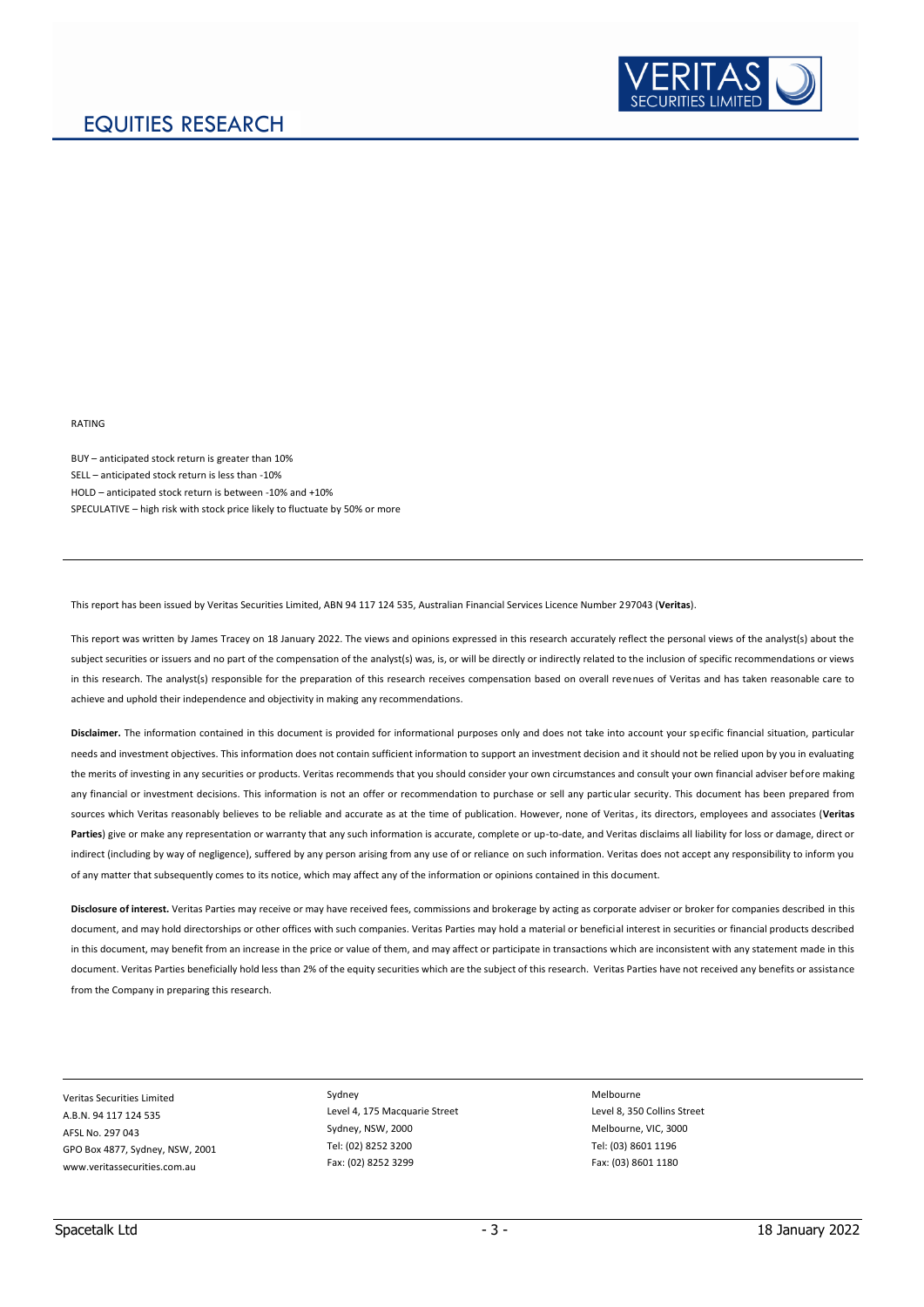# EQUITIES RESEARCH

RATING

BUY – anticipated stock return is greater than 10%
SELL – anticipated stock return is less than -10%
HOLD – anticipated stock return is between -10% and +10%
SPECULATIVE – high risk with stock price likely to fluctuate by 50% or more

---

This report has been issued by Veritas Securities Limited, ABN 94 117 124 535, Australian Financial Services Licence Number 297043 (**Veritas**).

This report was written by James Tracey on 18 January 2022. The views and opinions expressed in this research accurately reflect the personal views of the analyst(s) about the subject securities or issuers and no part of the compensation of the analyst(s) was, is, or will be directly or indirectly related to the inclusion of specific recommendations or views in this research. The analyst(s) responsible for the preparation of this research receives compensation based on overall revenues of Veritas and has taken reasonable care to achieve and uphold their independence and objectivity in making any recommendations.

**Disclaimer.** The information contained in this document is provided for informational purposes only and does not take into account your specific financial situation, particular needs and investment objectives. This information does not contain sufficient information to support an investment decision and it should not be relied upon by you in evaluating the merits of investing in any securities or products. Veritas recommends that you should consider your own circumstances and consult your own financial adviser before making any financial or investment decisions. This information is not an offer or recommendation to purchase or sell any particular security. This document has been prepared from sources which Veritas reasonably believes to be reliable and accurate as at the time of publication. However, none of Veritas, its directors, employees and associates (**Veritas Parties**) give or make any representation or warranty that any such information is accurate, complete or up-to-date, and Veritas disclaims all liability for loss or damage, direct or indirect (including by way of negligence), suffered by any person arising from any use of or reliance on such information. Veritas does not accept any responsibility to inform you of any matter that subsequently comes to its notice, which may affect any of the information or opinions contained in this document.

**Disclosure of interest.** Veritas Parties may receive or may have received fees, commissions and brokerage by acting as corporate adviser or broker for companies described in this document, and may hold directorships or other offices with such companies. Veritas Parties may hold a material or beneficial interest in securities or financial products described in this document, may benefit from an increase in the price or value of them, and may affect or participate in transactions which are inconsistent with any statement made in this document. Veritas Parties beneficially hold less than 2% of the equity securities which are the subject of this research. Veritas Parties have not received any benefits or assistance from the Company in preparing this research.

---

Veritas Securities Limited
A.B.N. 94 117 124 535
AFSL No. 297 043
GPO Box 4877, Sydney, NSW, 2001
www.veritassecurities.com.au

Sydney
Level 4, 175 Macquarie Street
Sydney, NSW, 2000
Tel: (02) 8252 3200
Fax: (02) 8252 3299

Melbourne
Level 8, 350 Collins Street
Melbourne, VIC, 3000
Tel: (03) 8601 1196
Fax: (03) 8601 1180